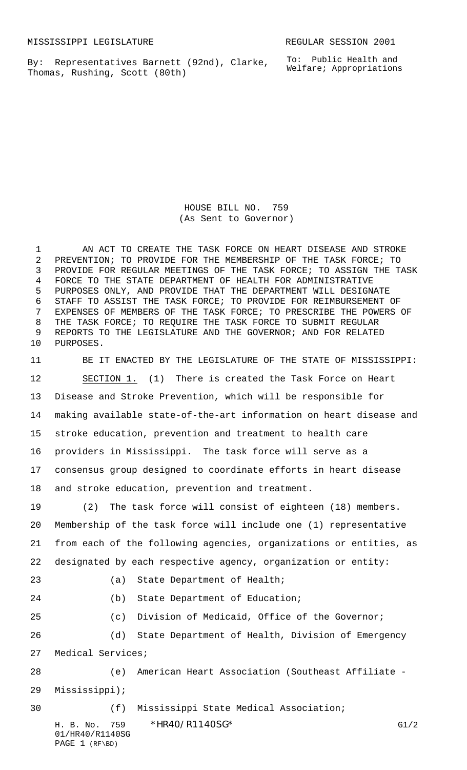MISSISSIPPI LEGISLATURE REGULAR SESSION 2001

By: Representatives Barnett (92nd), Clarke, Thomas, Rushing, Scott (80th)

To: Public Health and Welfare; Appropriations

# HOUSE BILL NO. 759
(As Sent to Governor)

AN ACT TO CREATE THE TASK FORCE ON HEART DISEASE AND STROKE PREVENTION; TO PROVIDE FOR THE MEMBERSHIP OF THE TASK FORCE; TO PROVIDE FOR REGULAR MEETINGS OF THE TASK FORCE; TO ASSIGN THE TASK FORCE TO THE STATE DEPARTMENT OF HEALTH FOR ADMINISTRATIVE PURPOSES ONLY, AND PROVIDE THAT THE DEPARTMENT WILL DESIGNATE STAFF TO ASSIST THE TASK FORCE; TO PROVIDE FOR REIMBURSEMENT OF EXPENSES OF MEMBERS OF THE TASK FORCE; TO PRESCRIBE THE POWERS OF THE TASK FORCE; TO REQUIRE THE TASK FORCE TO SUBMIT REGULAR REPORTS TO THE LEGISLATURE AND THE GOVERNOR; AND FOR RELATED PURPOSES.

BE IT ENACTED BY THE LEGISLATURE OF THE STATE OF MISSISSIPPI:

SECTION 1. (1) There is created the Task Force on Heart Disease and Stroke Prevention, which will be responsible for making available state-of-the-art information on heart disease and stroke education, prevention and treatment to health care providers in Mississippi. The task force will serve as a consensus group designed to coordinate efforts in heart disease and stroke education, prevention and treatment.

(2) The task force will consist of eighteen (18) members. Membership of the task force will include one (1) representative from each of the following agencies, organizations or entities, as designated by each respective agency, organization or entity:

(a) State Department of Health;

(b) State Department of Education;

(c) Division of Medicaid, Office of the Governor;

(d) State Department of Health, Division of Emergency Medical Services;

(e) American Heart Association (Southeast Affiliate - Mississippi);

(f) Mississippi State Medical Association;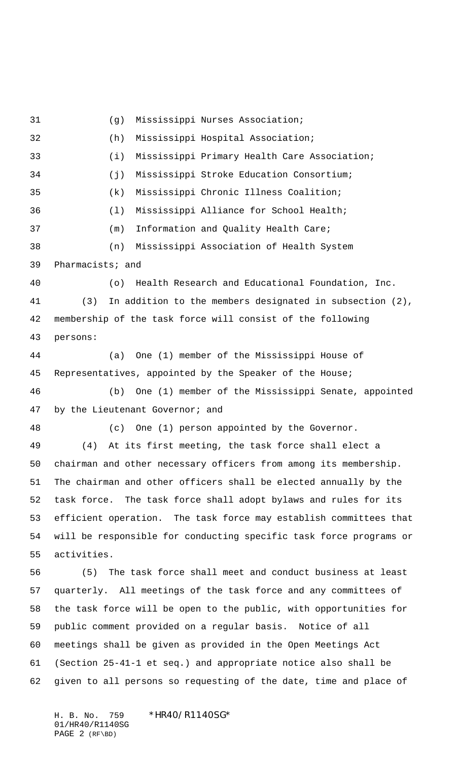(g) Mississippi Nurses Association;

(h) Mississippi Hospital Association;

(i) Mississippi Primary Health Care Association;

(j) Mississippi Stroke Education Consortium;

(k) Mississippi Chronic Illness Coalition;

(l) Mississippi Alliance for School Health;

(m) Information and Quality Health Care;

(n) Mississippi Association of Health System Pharmacists; and

(o) Health Research and Educational Foundation, Inc.

(3) In addition to the members designated in subsection (2), membership of the task force will consist of the following persons:

(a) One (1) member of the Mississippi House of Representatives, appointed by the Speaker of the House;

(b) One (1) member of the Mississippi Senate, appointed by the Lieutenant Governor; and

(c) One (1) person appointed by the Governor.

(4) At its first meeting, the task force shall elect a chairman and other necessary officers from among its membership. The chairman and other officers shall be elected annually by the task force. The task force shall adopt bylaws and rules for its efficient operation. The task force may establish committees that will be responsible for conducting specific task force programs or activities.

(5) The task force shall meet and conduct business at least quarterly. All meetings of the task force and any committees of the task force will be open to the public, with opportunities for public comment provided on a regular basis. Notice of all meetings shall be given as provided in the Open Meetings Act (Section 25-41-1 et seq.) and appropriate notice also shall be given to all persons so requesting of the date, time and place of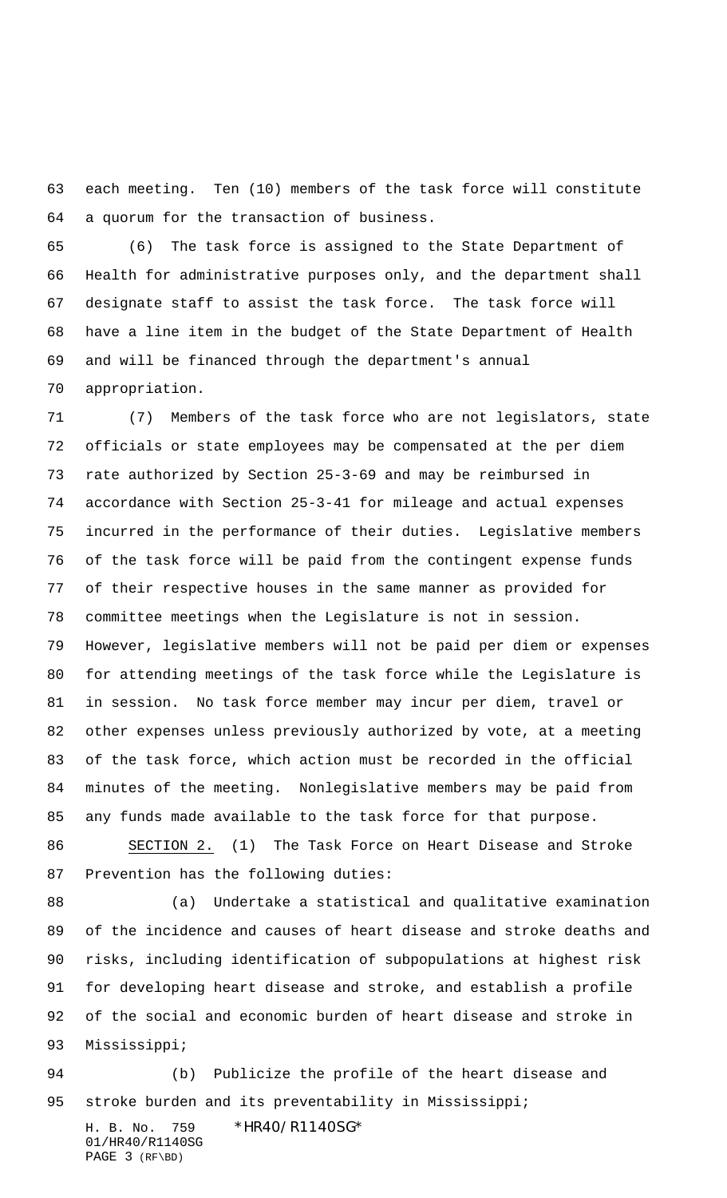each meeting. Ten (10) members of the task force will constitute a quorum for the transaction of business.

(6) The task force is assigned to the State Department of Health for administrative purposes only, and the department shall designate staff to assist the task force. The task force will have a line item in the budget of the State Department of Health and will be financed through the department's annual appropriation.

(7) Members of the task force who are not legislators, state officials or state employees may be compensated at the per diem rate authorized by Section 25-3-69 and may be reimbursed in accordance with Section 25-3-41 for mileage and actual expenses incurred in the performance of their duties. Legislative members of the task force will be paid from the contingent expense funds of their respective houses in the same manner as provided for committee meetings when the Legislature is not in session. However, legislative members will not be paid per diem or expenses for attending meetings of the task force while the Legislature is in session. No task force member may incur per diem, travel or other expenses unless previously authorized by vote, at a meeting of the task force, which action must be recorded in the official minutes of the meeting. Nonlegislative members may be paid from any funds made available to the task force for that purpose.

SECTION 2. (1) The Task Force on Heart Disease and Stroke Prevention has the following duties:

(a) Undertake a statistical and qualitative examination of the incidence and causes of heart disease and stroke deaths and risks, including identification of subpopulations at highest risk for developing heart disease and stroke, and establish a profile of the social and economic burden of heart disease and stroke in Mississippi;

(b) Publicize the profile of the heart disease and stroke burden and its preventability in Mississippi;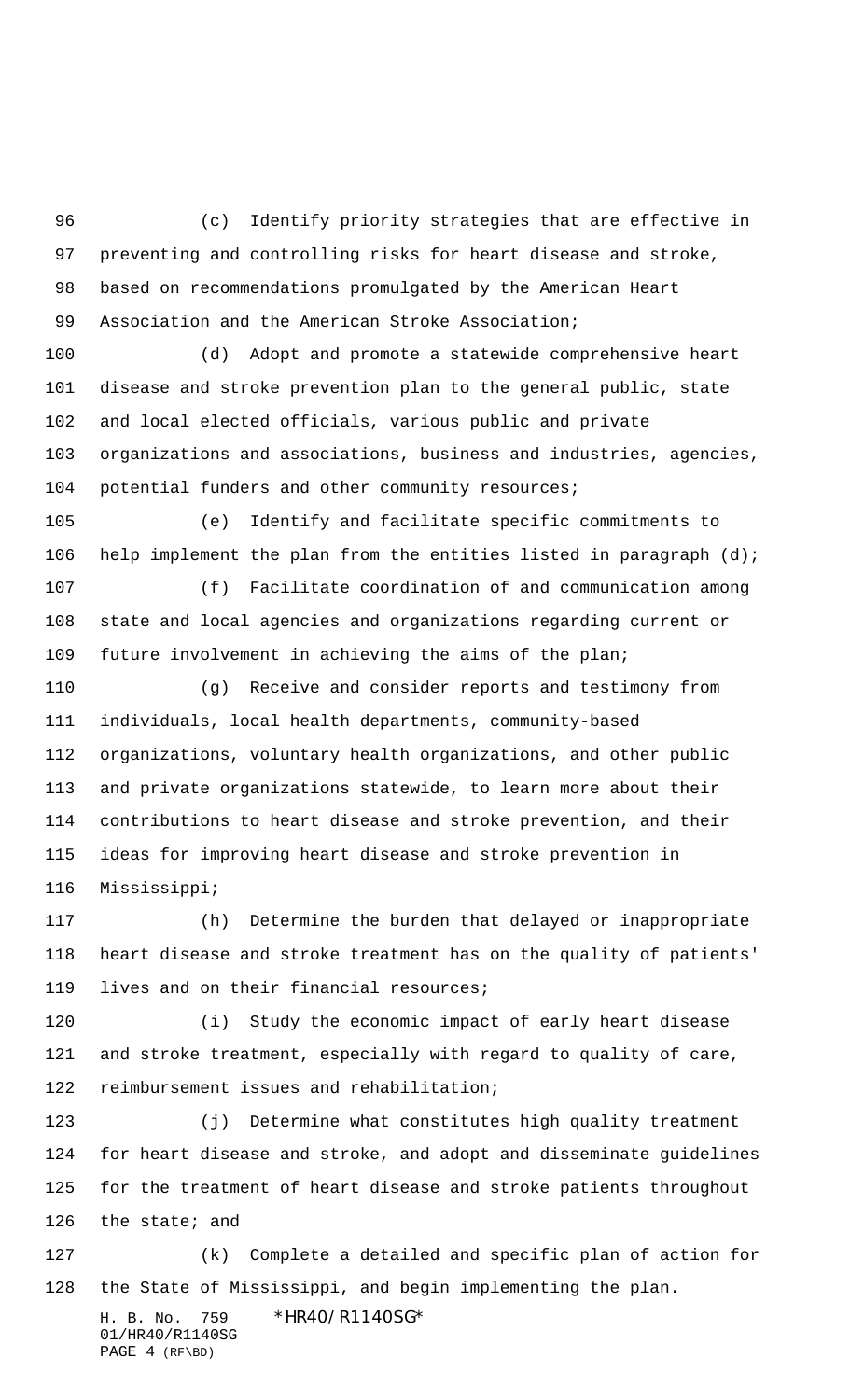(c) Identify priority strategies that are effective in preventing and controlling risks for heart disease and stroke, based on recommendations promulgated by the American Heart Association and the American Stroke Association;

(d) Adopt and promote a statewide comprehensive heart disease and stroke prevention plan to the general public, state and local elected officials, various public and private organizations and associations, business and industries, agencies, potential funders and other community resources;

(e) Identify and facilitate specific commitments to help implement the plan from the entities listed in paragraph (d);

(f) Facilitate coordination of and communication among state and local agencies and organizations regarding current or future involvement in achieving the aims of the plan;

(g) Receive and consider reports and testimony from individuals, local health departments, community-based organizations, voluntary health organizations, and other public and private organizations statewide, to learn more about their contributions to heart disease and stroke prevention, and their ideas for improving heart disease and stroke prevention in Mississippi;

(h) Determine the burden that delayed or inappropriate heart disease and stroke treatment has on the quality of patients' lives and on their financial resources;

(i) Study the economic impact of early heart disease and stroke treatment, especially with regard to quality of care, reimbursement issues and rehabilitation;

(j) Determine what constitutes high quality treatment for heart disease and stroke, and adopt and disseminate guidelines for the treatment of heart disease and stroke patients throughout the state; and

(k) Complete a detailed and specific plan of action for the State of Mississippi, and begin implementing the plan.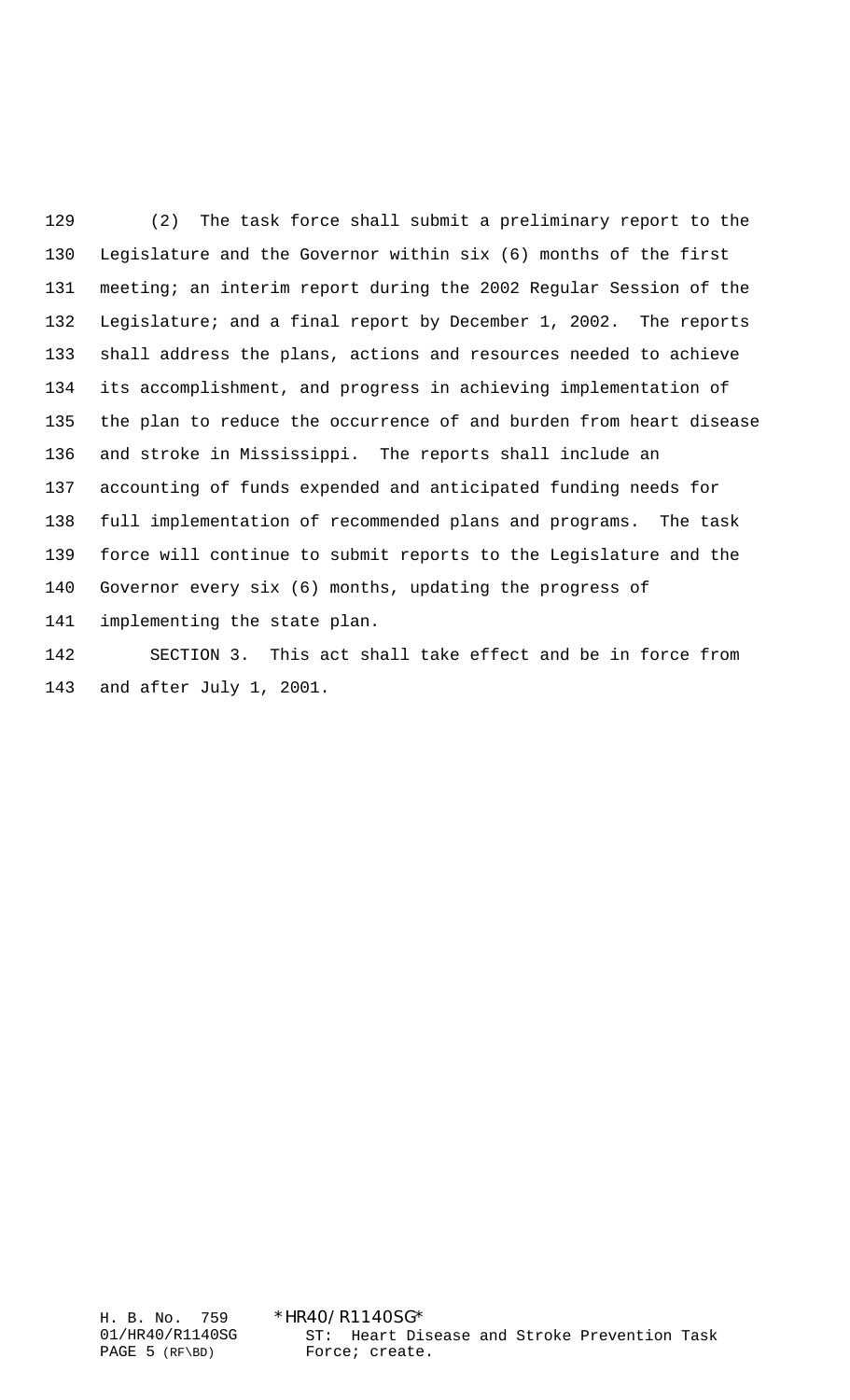(2) The task force shall submit a preliminary report to the Legislature and the Governor within six (6) months of the first meeting; an interim report during the 2002 Regular Session of the Legislature; and a final report by December 1, 2002. The reports shall address the plans, actions and resources needed to achieve its accomplishment, and progress in achieving implementation of the plan to reduce the occurrence of and burden from heart disease and stroke in Mississippi. The reports shall include an accounting of funds expended and anticipated funding needs for full implementation of recommended plans and programs. The task force will continue to submit reports to the Legislature and the Governor every six (6) months, updating the progress of implementing the state plan.

SECTION 3. This act shall take effect and be in force from and after July 1, 2001.